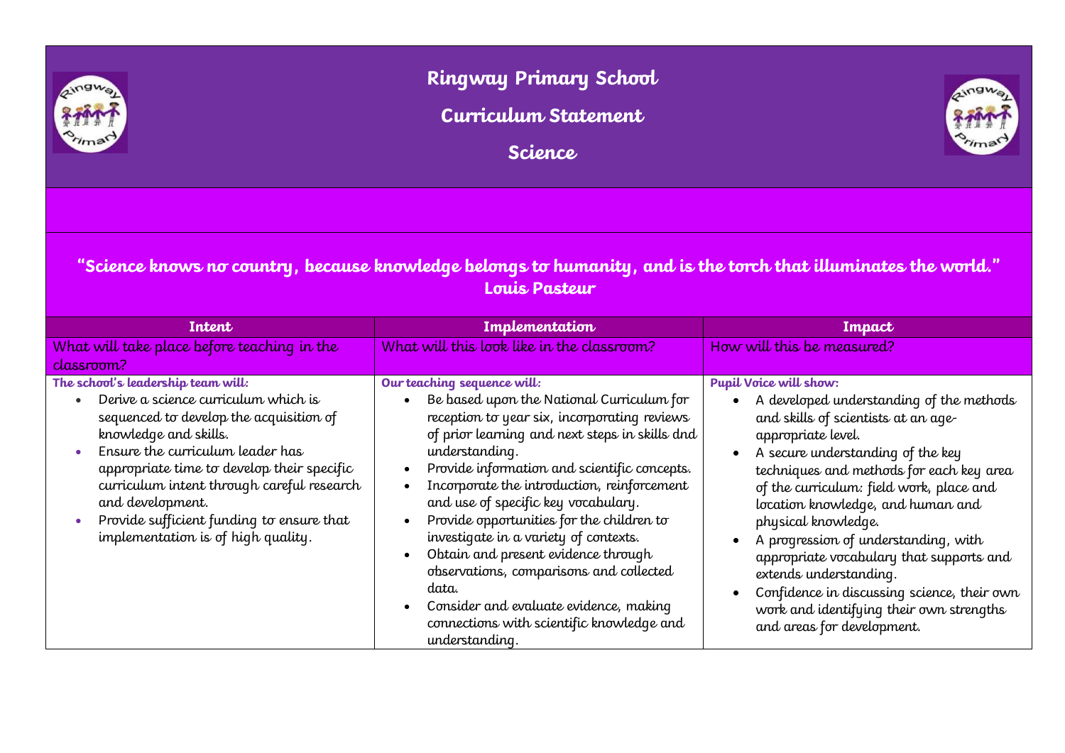# Ringway Primary School

## Curriculum Statement

## Science

**"Science knows no country, because knowledge belongs to humanity, and is the torch that illuminates the world."**
**Louis Pasteur**

| Intent | Implementation | Impact |
| --- | --- | --- |
| What will take place before teaching in the classroom? | What will this look like in the classroom? | How will this be measured? |
| **The school's leadership team will:**<br>• Derive a science curriculum which is sequenced to develop the acquisition of knowledge and skills.<br>• Ensure the curriculum leader has appropriate time to develop their specific curriculum intent through careful research and development.<br>• Provide sufficient funding to ensure that implementation is of high quality. | **Our teaching sequence will:**<br>• Be based upon the National Curriculum for reception to year six, incorporating reviews of prior learning and next steps in skills dnd understanding.<br>• Provide information and scientific concepts.<br>• Incorporate the introduction, reinforcement and use of specific key vocabulary.<br>• Provide opportunities for the children to investigate in a variety of contexts.<br>• Obtain and present evidence through observations, comparisons and collected data.<br>• Consider and evaluate evidence, making connections with scientific knowledge and understanding. | **Pupil Voice will show:**<br>• A developed understanding of the methods and skills of scientists at an age-appropriate level.<br>• A secure understanding of the key techniques and methods for each key area of the curriculum: field work, place and location knowledge, and human and physical knowledge.<br>• A progression of understanding, with appropriate vocabulary that supports and extends understanding.<br>• Confidence in discussing science, their own work and identifying their own strengths and areas for development. |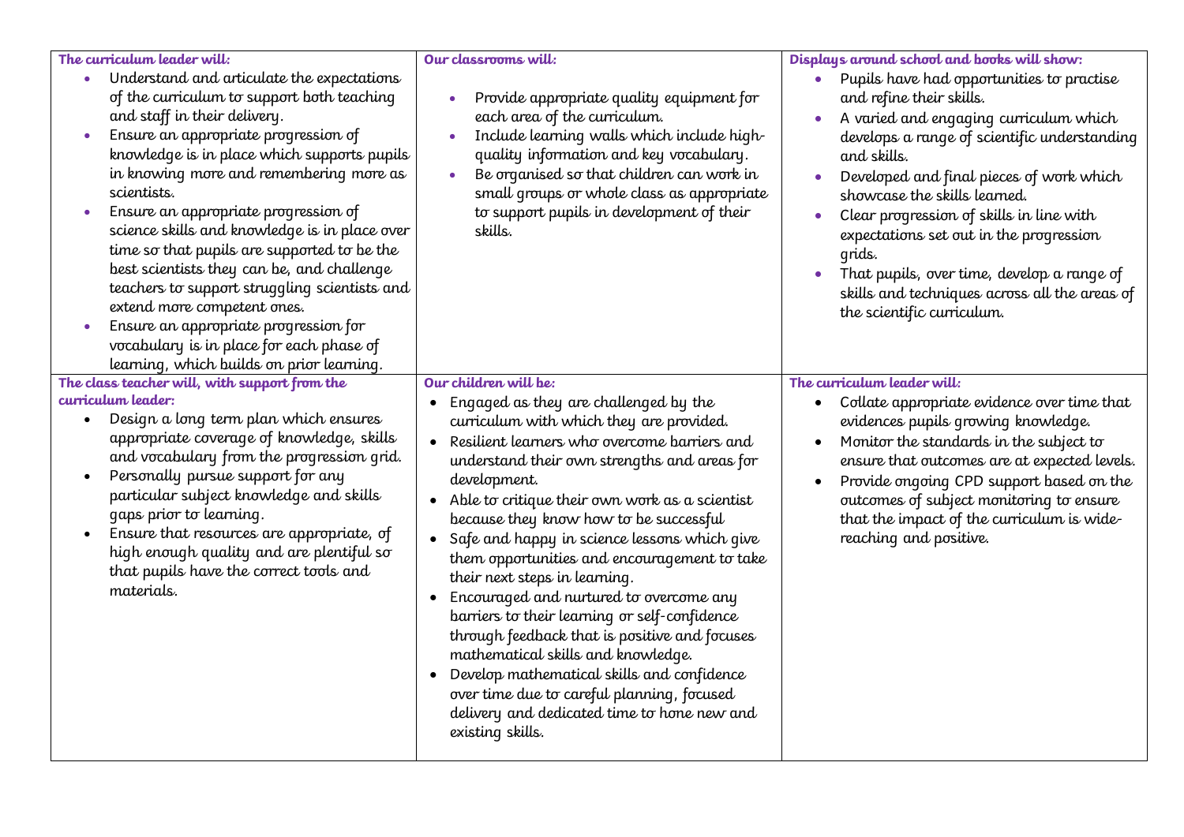| | | |
|---|---|---|
| **The curriculum leader will:**<br>• Understand and articulate the expectations of the curriculum to support both teaching and staff in their delivery.<br>• Ensure an appropriate progression of knowledge is in place which supports pupils in knowing more and remembering more as scientists.<br>• Ensure an appropriate progression of science skills and knowledge is in place over time so that pupils are supported to be the best scientists they can be, and challenge teachers to support struggling scientists and extend more competent ones.<br>• Ensure an appropriate progression for vocabulary is in place for each phase of learning, which builds on prior learning. | **Our classrooms will:**<br>• Provide appropriate quality equipment for each area of the curriculum.<br>• Include learning walls which include high-quality information and key vocabulary.<br>• Be organised so that children can work in small groups or whole class as appropriate to support pupils in development of their skills. | **Displays around school and books will show:**<br>• Pupils have had opportunities to practise and refine their skills.<br>• A varied and engaging curriculum which develops a range of scientific understanding and skills.<br>• Developed and final pieces of work which showcase the skills learned.<br>• Clear progression of skills in line with expectations set out in the progression grids.<br>• That pupils, over time, develop a range of skills and techniques across all the areas of the scientific curriculum. |
| **The class teacher will, with support from the curriculum leader:**<br>• Design a long term plan which ensures appropriate coverage of knowledge, skills and vocabulary from the progression grid.<br>• Personally pursue support for any particular subject knowledge and skills gaps prior to learning.<br>• Ensure that resources are appropriate, of high enough quality and are plentiful so that pupils have the correct tools and materials. | **Our children will be:**<br>• Engaged as they are challenged by the curriculum with which they are provided.<br>• Resilient learners who overcome barriers and understand their own strengths and areas for development.<br>• Able to critique their own work as a scientist because they know how to be successful<br>• Safe and happy in science lessons which give them opportunities and encouragement to take their next steps in learning.<br>• Encouraged and nurtured to overcome any barriers to their learning or self-confidence through feedback that is positive and focuses mathematical skills and knowledge.<br>• Develop mathematical skills and confidence over time due to careful planning, focused delivery and dedicated time to hone new and existing skills. | **The curriculum leader will:**<br>• Collate appropriate evidence over time that evidences pupils growing knowledge.<br>• Monitor the standards in the subject to ensure that outcomes are at expected levels.<br>• Provide ongoing CPD support based on the outcomes of subject monitoring to ensure that the impact of the curriculum is wide-reaching and positive. |